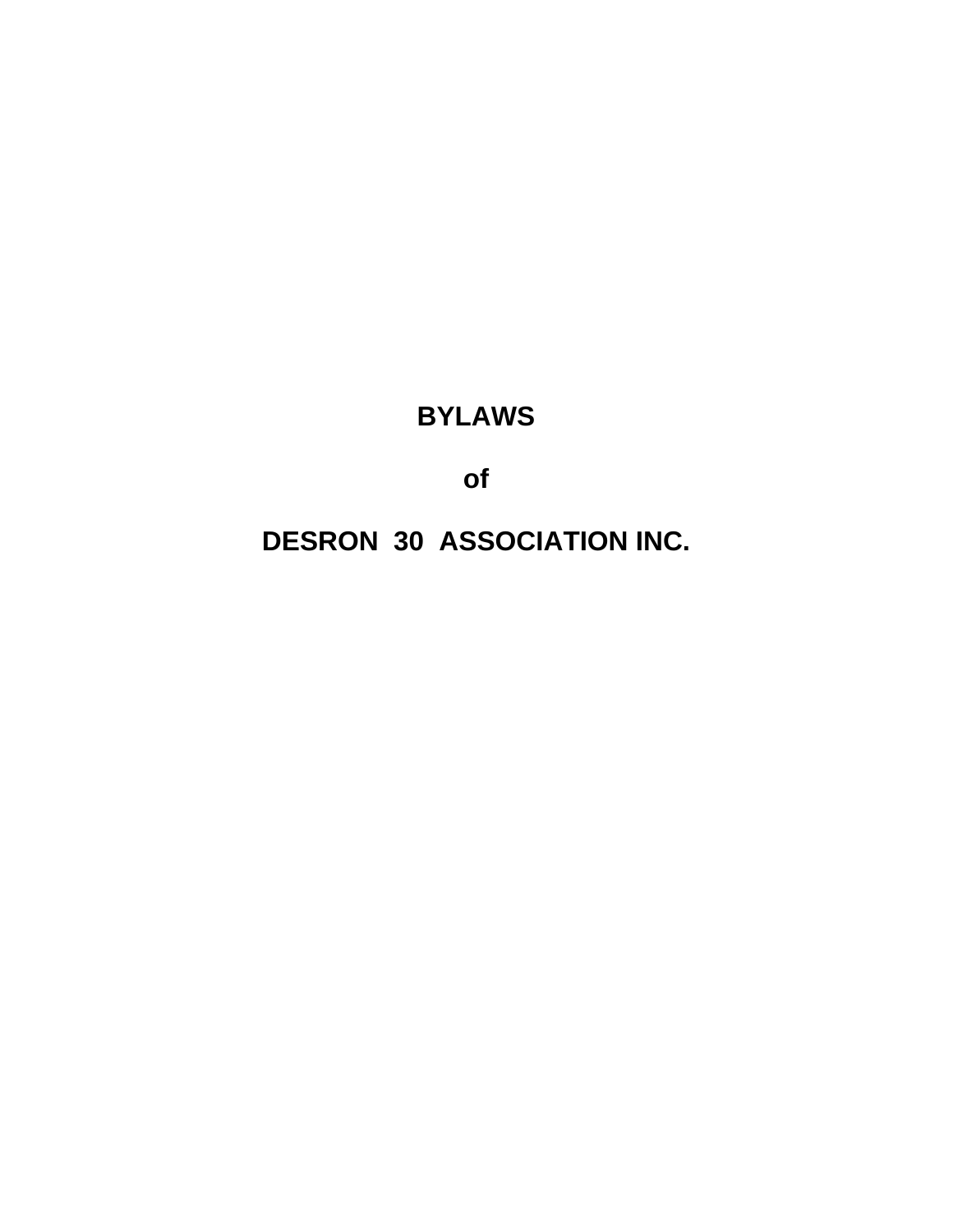# BYLAWS

# of

# DESRON 30 ASSOCIATION INC.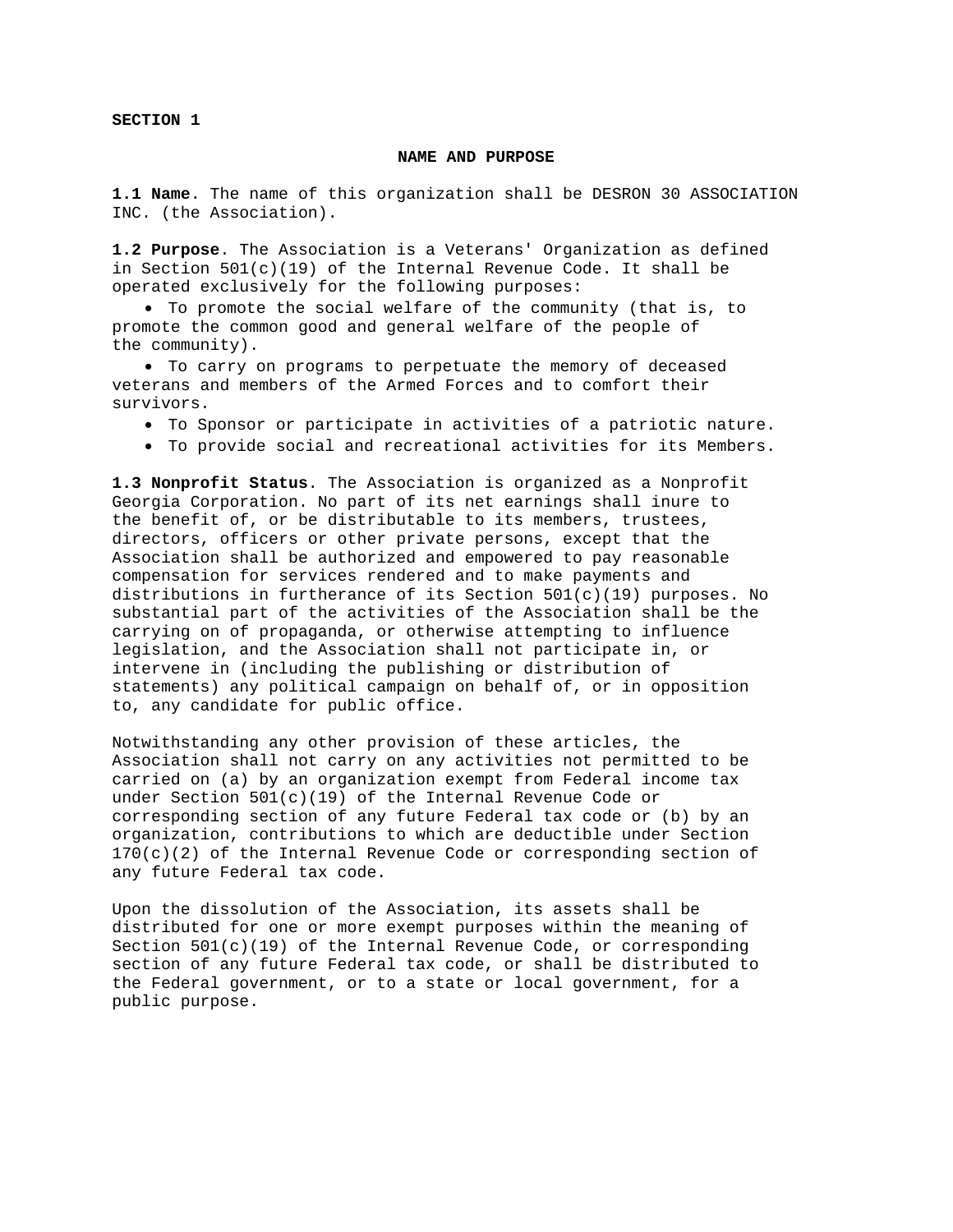**SECTION 1**

## NAME AND PURPOSE

**1.1 Name**. The name of this organization shall be DESRON 30 ASSOCIATION INC. (the Association).

**1.2 Purpose**. The Association is a Veterans' Organization as defined in Section 501(c)(19) of the Internal Revenue Code. It shall be operated exclusively for the following purposes:

- To promote the social welfare of the community (that is, to promote the common good and general welfare of the people of the community).
- To carry on programs to perpetuate the memory of deceased veterans and members of the Armed Forces and to comfort their survivors.
- To Sponsor or participate in activities of a patriotic nature.
- To provide social and recreational activities for its Members.

**1.3 Nonprofit Status**. The Association is organized as a Nonprofit Georgia Corporation. No part of its net earnings shall inure to the benefit of, or be distributable to its members, trustees, directors, officers or other private persons, except that the Association shall be authorized and empowered to pay reasonable compensation for services rendered and to make payments and distributions in furtherance of its Section 501(c)(19) purposes. No substantial part of the activities of the Association shall be the carrying on of propaganda, or otherwise attempting to influence legislation, and the Association shall not participate in, or intervene in (including the publishing or distribution of statements) any political campaign on behalf of, or in opposition to, any candidate for public office.

Notwithstanding any other provision of these articles, the Association shall not carry on any activities not permitted to be carried on (a) by an organization exempt from Federal income tax under Section 501(c)(19) of the Internal Revenue Code or corresponding section of any future Federal tax code or (b) by an organization, contributions to which are deductible under Section 170(c)(2) of the Internal Revenue Code or corresponding section of any future Federal tax code.

Upon the dissolution of the Association, its assets shall be distributed for one or more exempt purposes within the meaning of Section 501(c)(19) of the Internal Revenue Code, or corresponding section of any future Federal tax code, or shall be distributed to the Federal government, or to a state or local government, for a public purpose.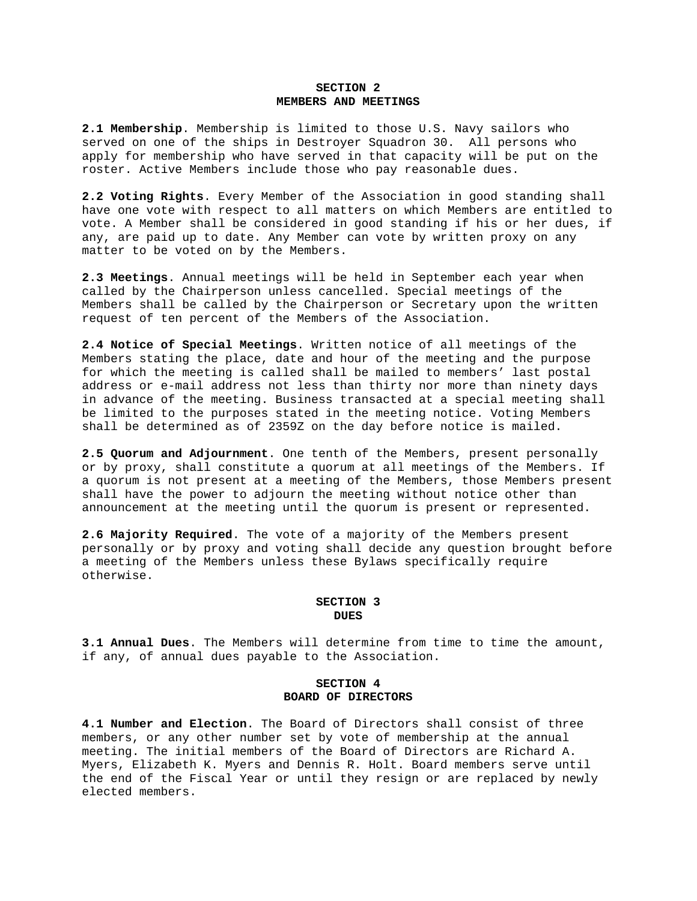## SECTION 2
## MEMBERS AND MEETINGS

**2.1 Membership**. Membership is limited to those U.S. Navy sailors who served on one of the ships in Destroyer Squadron 30. All persons who apply for membership who have served in that capacity will be put on the roster. Active Members include those who pay reasonable dues.

**2.2 Voting Rights**. Every Member of the Association in good standing shall have one vote with respect to all matters on which Members are entitled to vote. A Member shall be considered in good standing if his or her dues, if any, are paid up to date. Any Member can vote by written proxy on any matter to be voted on by the Members.

**2.3 Meetings**. Annual meetings will be held in September each year when called by the Chairperson unless cancelled. Special meetings of the Members shall be called by the Chairperson or Secretary upon the written request of ten percent of the Members of the Association.

**2.4 Notice of Special Meetings**. Written notice of all meetings of the Members stating the place, date and hour of the meeting and the purpose for which the meeting is called shall be mailed to members' last postal address or e-mail address not less than thirty nor more than ninety days in advance of the meeting. Business transacted at a special meeting shall be limited to the purposes stated in the meeting notice. Voting Members shall be determined as of 2359Z on the day before notice is mailed.

**2.5 Quorum and Adjournment**. One tenth of the Members, present personally or by proxy, shall constitute a quorum at all meetings of the Members. If a quorum is not present at a meeting of the Members, those Members present shall have the power to adjourn the meeting without notice other than announcement at the meeting until the quorum is present or represented.

**2.6 Majority Required**. The vote of a majority of the Members present personally or by proxy and voting shall decide any question brought before a meeting of the Members unless these Bylaws specifically require otherwise.

## SECTION 3
## DUES

**3.1 Annual Dues**. The Members will determine from time to time the amount, if any, of annual dues payable to the Association.

## SECTION 4
## BOARD OF DIRECTORS

**4.1 Number and Election**. The Board of Directors shall consist of three members, or any other number set by vote of membership at the annual meeting. The initial members of the Board of Directors are Richard A. Myers, Elizabeth K. Myers and Dennis R. Holt. Board members serve until the end of the Fiscal Year or until they resign or are replaced by newly elected members.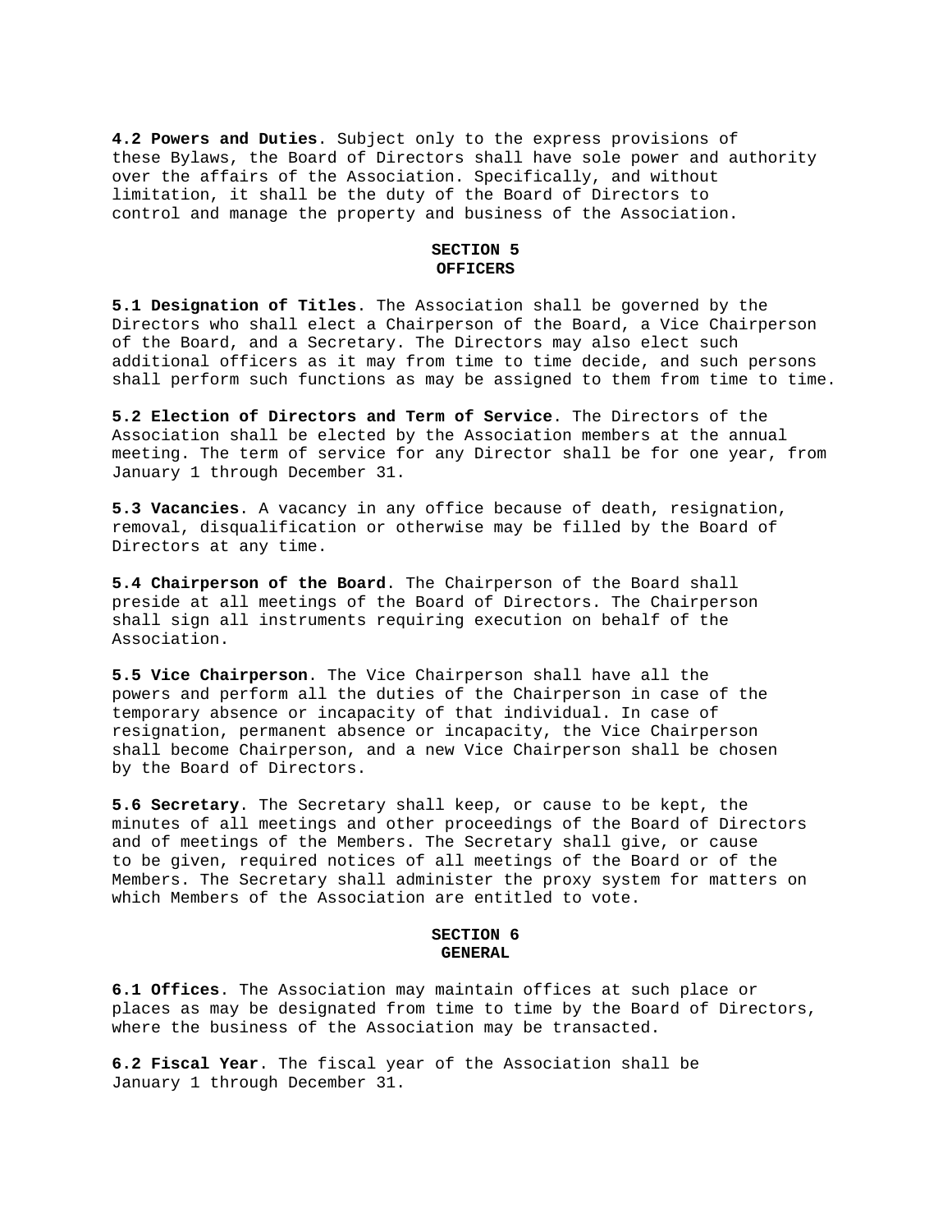**4.2 Powers and Duties**. Subject only to the express provisions of these Bylaws, the Board of Directors shall have sole power and authority over the affairs of the Association. Specifically, and without limitation, it shall be the duty of the Board of Directors to control and manage the property and business of the Association.

## SECTION 5
## OFFICERS

**5.1 Designation of Titles**. The Association shall be governed by the Directors who shall elect a Chairperson of the Board, a Vice Chairperson of the Board, and a Secretary. The Directors may also elect such additional officers as it may from time to time decide, and such persons shall perform such functions as may be assigned to them from time to time.

**5.2 Election of Directors and Term of Service**. The Directors of the Association shall be elected by the Association members at the annual meeting. The term of service for any Director shall be for one year, from January 1 through December 31.

**5.3 Vacancies**. A vacancy in any office because of death, resignation, removal, disqualification or otherwise may be filled by the Board of Directors at any time.

**5.4 Chairperson of the Board**. The Chairperson of the Board shall preside at all meetings of the Board of Directors. The Chairperson shall sign all instruments requiring execution on behalf of the Association.

**5.5 Vice Chairperson**. The Vice Chairperson shall have all the powers and perform all the duties of the Chairperson in case of the temporary absence or incapacity of that individual. In case of resignation, permanent absence or incapacity, the Vice Chairperson shall become Chairperson, and a new Vice Chairperson shall be chosen by the Board of Directors.

**5.6 Secretary**. The Secretary shall keep, or cause to be kept, the minutes of all meetings and other proceedings of the Board of Directors and of meetings of the Members. The Secretary shall give, or cause to be given, required notices of all meetings of the Board or of the Members. The Secretary shall administer the proxy system for matters on which Members of the Association are entitled to vote.

## SECTION 6
## GENERAL

**6.1 Offices**. The Association may maintain offices at such place or places as may be designated from time to time by the Board of Directors, where the business of the Association may be transacted.

**6.2 Fiscal Year**. The fiscal year of the Association shall be January 1 through December 31.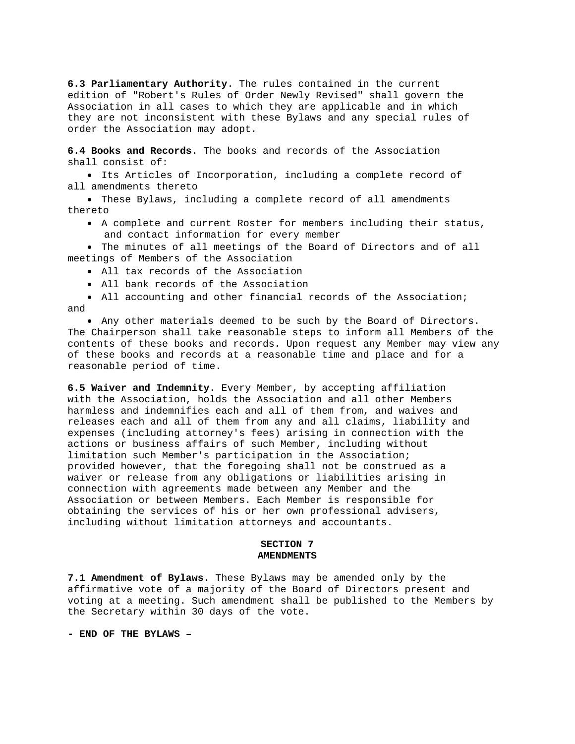**6.3 Parliamentary Authority**. The rules contained in the current edition of "Robert's Rules of Order Newly Revised" shall govern the Association in all cases to which they are applicable and in which they are not inconsistent with these Bylaws and any special rules of order the Association may adopt.

**6.4 Books and Records**. The books and records of the Association shall consist of:

- Its Articles of Incorporation, including a complete record of all amendments thereto
- These Bylaws, including a complete record of all amendments thereto
- A complete and current Roster for members including their status, and contact information for every member
- The minutes of all meetings of the Board of Directors and of all meetings of Members of the Association
- All tax records of the Association
- All bank records of the Association
- All accounting and other financial records of the Association; and
- Any other materials deemed to be such by the Board of Directors.

The Chairperson shall take reasonable steps to inform all Members of the contents of these books and records. Upon request any Member may view any of these books and records at a reasonable time and place and for a reasonable period of time.

**6.5 Waiver and Indemnity**. Every Member, by accepting affiliation with the Association, holds the Association and all other Members harmless and indemnifies each and all of them from, and waives and releases each and all of them from any and all claims, liability and expenses (including attorney's fees) arising in connection with the actions or business affairs of such Member, including without limitation such Member's participation in the Association; provided however, that the foregoing shall not be construed as a waiver or release from any obligations or liabilities arising in connection with agreements made between any Member and the Association or between Members. Each Member is responsible for obtaining the services of his or her own professional advisers, including without limitation attorneys and accountants.

## SECTION 7
## AMENDMENTS

**7.1 Amendment of Bylaws**. These Bylaws may be amended only by the affirmative vote of a majority of the Board of Directors present and voting at a meeting. Such amendment shall be published to the Members by the Secretary within 30 days of the vote.

**- END OF THE BYLAWS –**